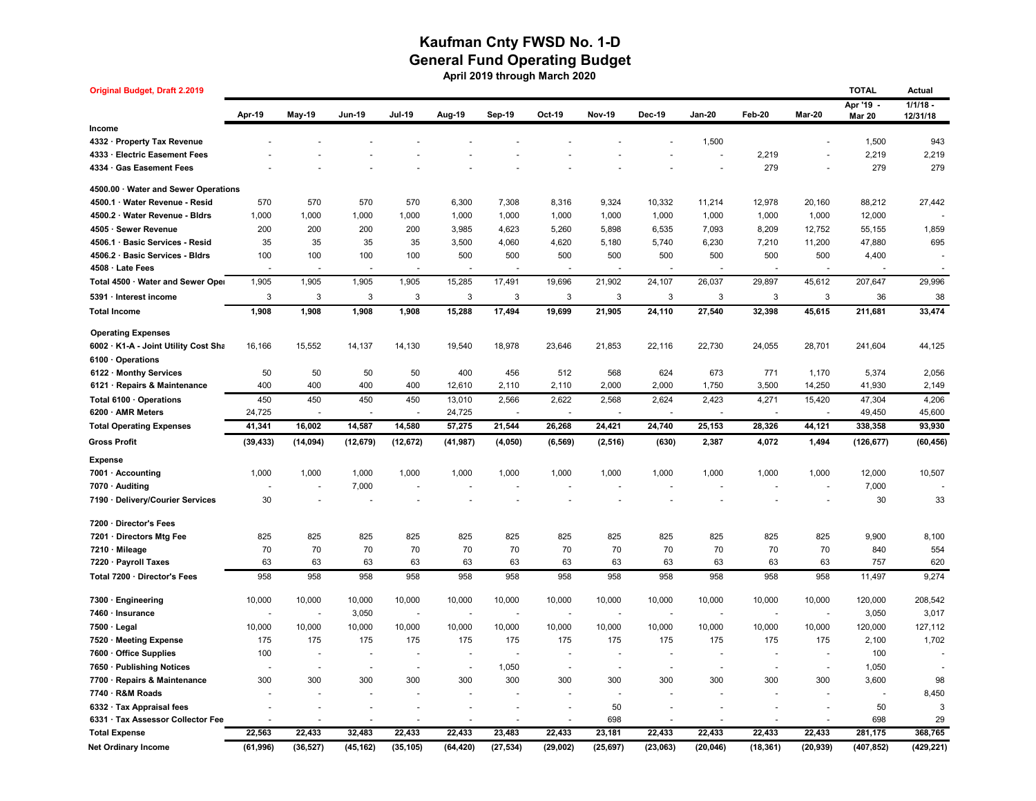# Kaufman Cnty FWSD No. 1-D
## General Fund Operating Budget
### April 2019 through March 2020

**Original Budget, Draft 2.2019**

| | Apr-19 | May-19 | Jun-19 | Jul-19 | Aug-19 | Sep-19 | Oct-19 | Nov-19 | Dec-19 | Jan-20 | Feb-20 | Mar-20 | TOTAL Apr '19 - Mar 20 | Actual 1/1/18 - 12/31/18 |
|---|---|---|---|---|---|---|---|---|---|---|---|---|---|---|
| **Income** | | | | | | | | | | | | | | |
| 4332 · Property Tax Revenue | - | - | - | - | - | - | - | - | - | 1,500 | | - | 1,500 | 943 |
| 4333 · Electric Easement Fees | - | - | - | - | - | - | - | - | - | - | 2,219 | - | 2,219 | 2,219 |
| 4334 · Gas Easement Fees | - | - | - | - | - | - | - | - | - | - | 279 | - | 279 | 279 |
| 4500.00 · Water and Sewer Operations | | | | | | | | | | | | | | |
| 4500.1 · Water Revenue - Resid | 570 | 570 | 570 | 570 | 6,300 | 7,308 | 8,316 | 9,324 | 10,332 | 11,214 | 12,978 | 20,160 | 88,212 | 27,442 |
| 4500.2 · Water Revenue - Bldrs | 1,000 | 1,000 | 1,000 | 1,000 | 1,000 | 1,000 | 1,000 | 1,000 | 1,000 | 1,000 | 1,000 | 1,000 | 12,000 | - |
| 4505 · Sewer Revenue | 200 | 200 | 200 | 200 | 3,985 | 4,623 | 5,260 | 5,898 | 6,535 | 7,093 | 8,209 | 12,752 | 55,155 | 1,859 |
| 4506.1 · Basic Services - Resid | 35 | 35 | 35 | 35 | 3,500 | 4,060 | 4,620 | 5,180 | 5,740 | 6,230 | 7,210 | 11,200 | 47,880 | 695 |
| 4506.2 · Basic Services - Bldrs | 100 | 100 | 100 | 100 | 500 | 500 | 500 | 500 | 500 | 500 | 500 | 500 | 4,400 | - |
| 4508 · Late Fees | - | - | - | - | - | - | - | - | - | - | - | - | - | - |
| Total 4500 · Water and Sewer Oper | 1,905 | 1,905 | 1,905 | 1,905 | 15,285 | 17,491 | 19,696 | 21,902 | 24,107 | 26,037 | 29,897 | 45,612 | 207,647 | 29,996 |
| 5391 · Interest income | 3 | 3 | 3 | 3 | 3 | 3 | 3 | 3 | 3 | 3 | 3 | 3 | 36 | 38 |
| **Total Income** | **1,908** | **1,908** | **1,908** | **1,908** | **15,288** | **17,494** | **19,699** | **21,905** | **24,110** | **27,540** | **32,398** | **45,615** | **211,681** | **33,474** |
| **Operating Expenses** | | | | | | | | | | | | | | |
| 6002 · K1-A - Joint Utility Cost Sha | 16,166 | 15,552 | 14,137 | 14,130 | 19,540 | 18,978 | 23,646 | 21,853 | 22,116 | 22,730 | 24,055 | 28,701 | 241,604 | 44,125 |
| 6100 · Operations | | | | | | | | | | | | | | |
| 6122 · Monthy Services | 50 | 50 | 50 | 50 | 400 | 456 | 512 | 568 | 624 | 673 | 771 | 1,170 | 5,374 | 2,056 |
| 6121 · Repairs & Maintenance | 400 | 400 | 400 | 400 | 12,610 | 2,110 | 2,110 | 2,000 | 2,000 | 1,750 | 3,500 | 14,250 | 41,930 | 2,149 |
| Total 6100 · Operations | 450 | 450 | 450 | 450 | 13,010 | 2,566 | 2,622 | 2,568 | 2,624 | 2,423 | 4,271 | 15,420 | 47,304 | 4,206 |
| 6200 · AMR Meters | 24,725 | - | - | - | 24,725 | - | - | - | - | - | - | - | 49,450 | 45,600 |
| **Total Operating Expenses** | **41,341** | **16,002** | **14,587** | **14,580** | **57,275** | **21,544** | **26,268** | **24,421** | **24,740** | **25,153** | **28,326** | **44,121** | **338,358** | **93,930** |
| **Gross Profit** | **(39,433)** | **(14,094)** | **(12,679)** | **(12,672)** | **(41,987)** | **(4,050)** | **(6,569)** | **(2,516)** | **(630)** | **2,387** | **4,072** | **1,494** | **(126,677)** | **(60,456)** |
| **Expense** | | | | | | | | | | | | | | |
| 7001 · Accounting | 1,000 | 1,000 | 1,000 | 1,000 | 1,000 | 1,000 | 1,000 | 1,000 | 1,000 | 1,000 | 1,000 | 1,000 | 12,000 | 10,507 |
| 7070 · Auditing | - | - | 7,000 | - | - | - | - | - | - | - | - | - | 7,000 | - |
| 7190 · Delivery/Courier Services | 30 | - | - | - | - | - | - | - | - | - | - | - | 30 | 33 |
| 7200 · Director's Fees | | | | | | | | | | | | | | |
| 7201 · Directors Mtg Fee | 825 | 825 | 825 | 825 | 825 | 825 | 825 | 825 | 825 | 825 | 825 | 825 | 9,900 | 8,100 |
| 7210 · Mileage | 70 | 70 | 70 | 70 | 70 | 70 | 70 | 70 | 70 | 70 | 70 | 70 | 840 | 554 |
| 7220 · Payroll Taxes | 63 | 63 | 63 | 63 | 63 | 63 | 63 | 63 | 63 | 63 | 63 | 63 | 757 | 620 |
| Total 7200 · Director's Fees | 958 | 958 | 958 | 958 | 958 | 958 | 958 | 958 | 958 | 958 | 958 | 958 | 11,497 | 9,274 |
| 7300 · Engineering | 10,000 | 10,000 | 10,000 | 10,000 | 10,000 | 10,000 | 10,000 | 10,000 | 10,000 | 10,000 | 10,000 | 10,000 | 120,000 | 208,542 |
| 7460 · Insurance | - | - | 3,050 | - | - | - | - | - | - | - | - | - | 3,050 | 3,017 |
| 7500 · Legal | 10,000 | 10,000 | 10,000 | 10,000 | 10,000 | 10,000 | 10,000 | 10,000 | 10,000 | 10,000 | 10,000 | 10,000 | 120,000 | 127,112 |
| 7520 · Meeting Expense | 175 | 175 | 175 | 175 | 175 | 175 | 175 | 175 | 175 | 175 | 175 | 175 | 2,100 | 1,702 |
| 7600 · Office Supplies | 100 | - | - | - | - | - | - | - | - | - | - | - | 100 | - |
| 7650 · Publishing Notices | - | - | - | - | - | 1,050 | - | - | - | - | - | - | 1,050 | - |
| 7700 · Repairs & Maintenance | 300 | 300 | 300 | 300 | 300 | 300 | 300 | 300 | 300 | 300 | 300 | 300 | 3,600 | 98 |
| 7740 · R&M Roads | - | - | - | - | - | - | - | - | - | - | - | - | - | 8,450 |
| 6332 · Tax Appraisal fees | - | - | - | - | - | - | - | 50 | - | - | - | - | 50 | 3 |
| 6331 · Tax Assessor Collector Fee | - | - | - | - | - | - | - | 698 | - | - | - | - | 698 | 29 |
| **Total Expense** | **22,563** | **22,433** | **32,483** | **22,433** | **22,433** | **23,483** | **22,433** | **23,181** | **22,433** | **22,433** | **22,433** | **22,433** | **281,175** | **368,765** |
| **Net Ordinary Income** | **(61,996)** | **(36,527)** | **(45,162)** | **(35,105)** | **(64,420)** | **(27,534)** | **(29,002)** | **(25,697)** | **(23,063)** | **(20,046)** | **(18,361)** | **(20,939)** | **(407,852)** | **(429,221)** |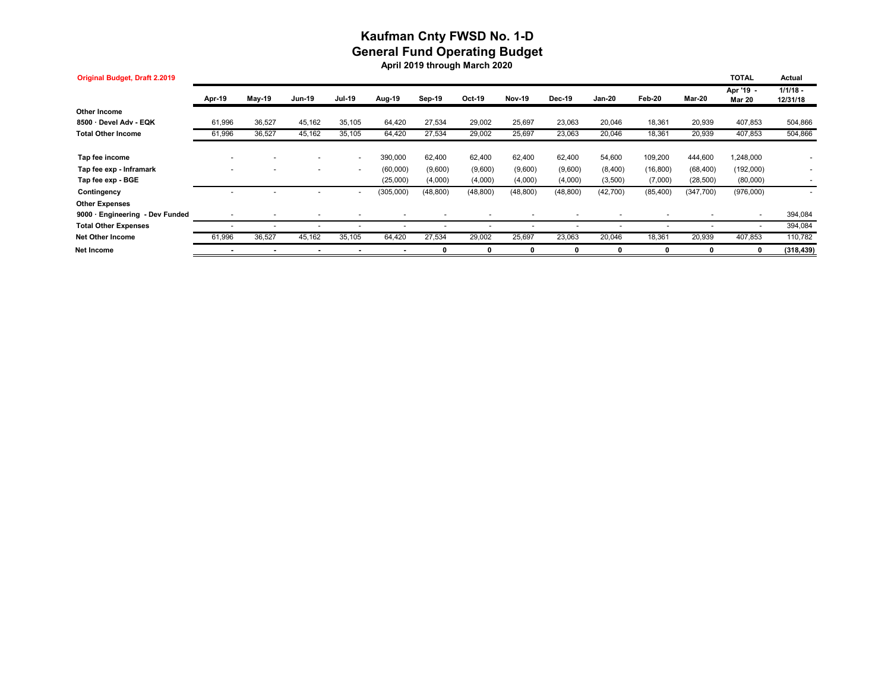# Kaufman Cnty FWSD No. 1-D
## General Fund Operating Budget
### April 2019 through March 2020

**Original Budget, Draft 2.2019**

| | Apr-19 | May-19 | Jun-19 | Jul-19 | Aug-19 | Sep-19 | Oct-19 | Nov-19 | Dec-19 | Jan-20 | Feb-20 | Mar-20 | TOTAL Apr '19 - Mar 20 | Actual 1/1/18 - 12/31/18 |
|---|---|---|---|---|---|---|---|---|---|---|---|---|---|---|
| **Other Income** | | | | | | | | | | | | | | |
| **8500 · Devel Adv - EQK** | 61,996 | 36,527 | 45,162 | 35,105 | 64,420 | 27,534 | 29,002 | 25,697 | 23,063 | 20,046 | 18,361 | 20,939 | 407,853 | 504,866 |
| **Total Other Income** | 61,996 | 36,527 | 45,162 | 35,105 | 64,420 | 27,534 | 29,002 | 25,697 | 23,063 | 20,046 | 18,361 | 20,939 | 407,853 | 504,866 |
| **Tap fee income** | - | - | - | - | 390,000 | 62,400 | 62,400 | 62,400 | 62,400 | 54,600 | 109,200 | 444,600 | 1,248,000 | - |
| **Tap fee exp - Inframark** | - | - | - | - | (60,000) | (9,600) | (9,600) | (9,600) | (9,600) | (8,400) | (16,800) | (68,400) | (192,000) | - |
| **Tap fee exp - BGE** | | | | | (25,000) | (4,000) | (4,000) | (4,000) | (4,000) | (3,500) | (7,000) | (28,500) | (80,000) | - |
| **Contingency** | - | - | - | - | (305,000) | (48,800) | (48,800) | (48,800) | (48,800) | (42,700) | (85,400) | (347,700) | (976,000) | - |
| **Other Expenses** | | | | | | | | | | | | | | |
| **9000 · Engineering - Dev Funded** | - | - | - | - | - | - | - | - | - | - | - | - | - | 394,084 |
| **Total Other Expenses** | - | - | - | - | - | - | - | - | - | - | - | - | - | 394,084 |
| **Net Other Income** | 61,996 | 36,527 | 45,162 | 35,105 | 64,420 | 27,534 | 29,002 | 25,697 | 23,063 | 20,046 | 18,361 | 20,939 | 407,853 | 110,782 |
| **Net Income** | **-** | **-** | **-** | **-** | **-** | **0** | **0** | **0** | **0** | **0** | **0** | **0** | **0** | **(318,439)** |